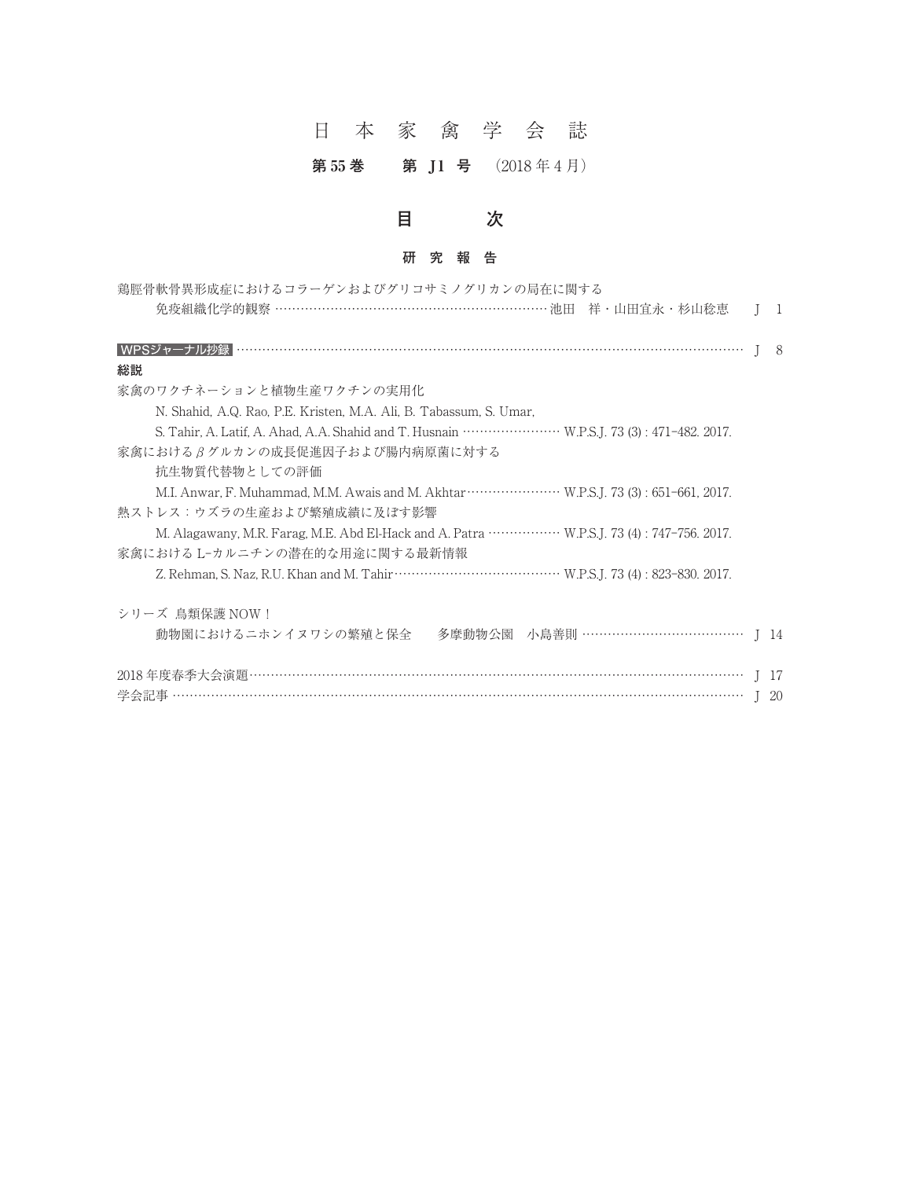# 日本家禽学会誌

**第55巻　第 J1 号**（2018年4月）

## 目　　次

### 研究報告

鶏胫骨軟骨異形成症におけるコラーゲンおよびグリコサミノグリカンの局在に関する免疫組織化学的観察 ……… 池田　祥・山田宜永・杉山稔恵　J 1

**WPSジャーナル抄録** ……… J 8

**総説**

家禽のワクチネーションと植物生産ワクチンの実用化
N. Shahid, A.Q. Rao, P.E. Kristen, M.A. Ali, B. Tabassum, S. Umar, S. Tahir, A. Latif, A. Ahad, A.A. Shahid and T. Husnain ……… W.P.S.J. 73 (3) : 471–482. 2017.

家禽における $\beta$ グルカンの成長促進因子および腸内病原菌に対する抗生物質代替物としての評価
M.I. Anwar, F. Muhammad, M.M. Awais and M. Akhtar ……… W.P.S.J. 73 (3) : 651–661, 2017.

熱ストレス：ウズラの生産および繁殖成績に及ぼす影響
M. Alagawany, M.R. Farag, M.E. Abd El-Hack and A. Patra ……… W.P.S.J. 73 (4) : 747–756. 2017.

家禽における L-カルニチンの潜在的な用途に関する最新情報
Z. Rehman, S. Naz, R.U. Khan and M. Tahir ……… W.P.S.J. 73 (4) : 823–830. 2017.

シリーズ 鳥類保護 NOW！
動物園におけるニホンイヌワシの繁殖と保全　多摩動物公園　小島善則 ……… J 14

2018年度春季大会演題 ……… J 17

学会記事 ……… J 20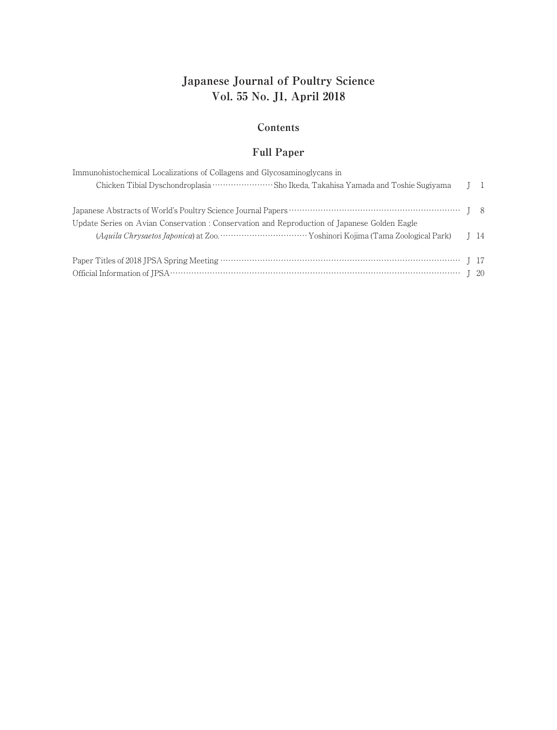# Japanese Journal of Poultry Science
# Vol. 55 No. J1, April 2018

## Contents

## Full Paper

Immunohistochemical Localizations of Collagens and Glycosaminoglycans in
Chicken Tibial Dyschondroplasia ……………………Sho Ikeda, Takahisa Yamada and Toshie Sugiyama J 1

Japanese Abstracts of World's Poultry Science Journal Papers …………………………………………………………… J 8

Update Series on Avian Conservation : Conservation and Reproduction of Japanese Golden Eagle
(*Aquila Chrysaetos Japonica*) at Zoo. …………………………… Yoshinori Kojima (Tama Zoological Park) J 14

Paper Titles of 2018 JPSA Spring Meeting ……………………………………………………………………………… J 17

Official Information of JPSA………………………………………………………………………………………………… J 20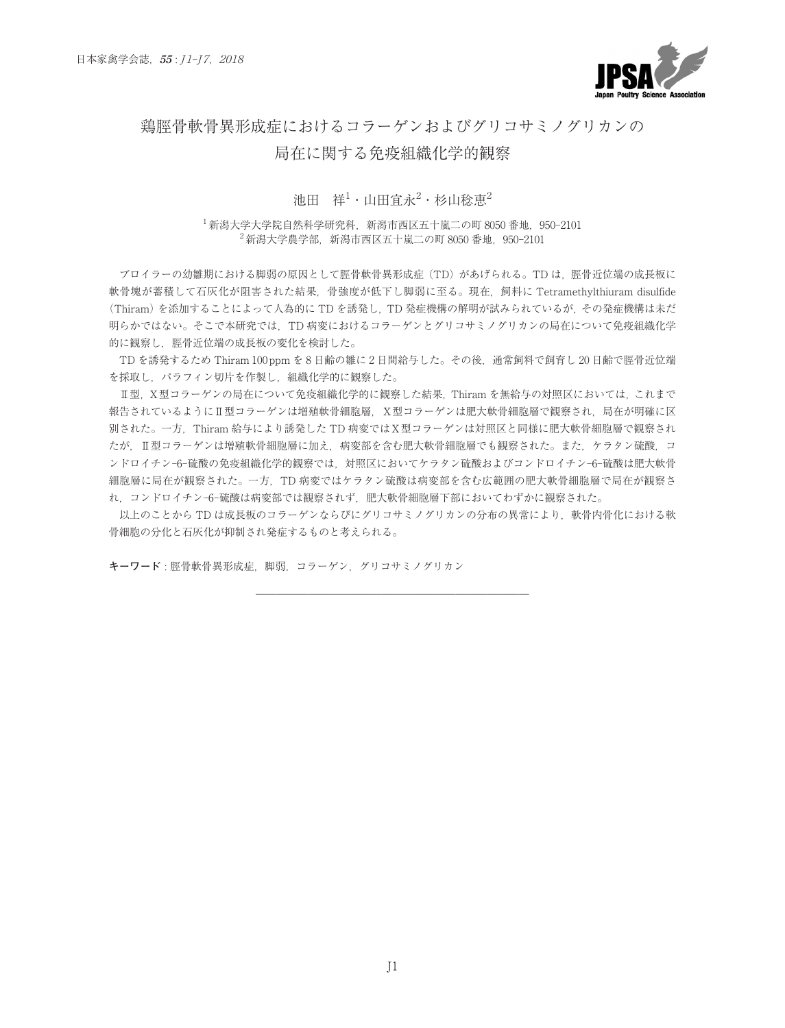# 鶏脛骨軟骨異形成症におけるコラーゲンおよびグリコサミノグリカンの局在に関する免疫組織化学的観察

池田　祥[1]・山田宜永[2]・杉山稔恵[2]

[1] 新潟大学大学院自然科学研究科，新潟市西区五十嵐二の町 8050 番地，950-2101
[2] 新潟大学農学部，新潟市西区五十嵐二の町 8050 番地，950-2101

ブロイラーの幼雛期における脚弱の原因として脛骨軟骨異形成症（TD）があげられる。TD は，脛骨近位端の成長板に軟骨塊が蓄積して石灰化が阻害された結果，骨強度が低下し脚弱に至る。現在，飼料に Tetramethylthiuram disulfide（Thiram）を添加することによって人為的に TD を誘発し，TD 発症機構の解明が試みられているが，その発症機構は未だ明らかではない。そこで本研究では，TD 病変におけるコラーゲンとグリコサミノグリカンの局在について免疫組織化学的に観察し，脛骨近位端の成長板の変化を検討した。

TD を誘発するため Thiram 100 ppm を 8 日齢の雛に 2 日間給与した。その後，通常飼料で飼育し 20 日齢で脛骨近位端を採取し，パラフィン切片を作製し，組織化学的に観察した。

Ⅱ型，Ⅹ型コラーゲンの局在について免疫組織化学的に観察した結果，Thiram を無給与の対照区においては，これまで報告されているようにⅡ型コラーゲンは増殖軟骨細胞層，Ⅹ型コラーゲンは肥大軟骨細胞層で観察され，局在が明確に区別された。一方，Thiram 給与により誘発した TD 病変ではⅩ型コラーゲンは対照区と同様に肥大軟骨細胞層で観察されたが，Ⅱ型コラーゲンは増殖軟骨細胞層に加え，病変部を含む肥大軟骨細胞層でも観察された。また，ケラタン硫酸，コンドロイチン-6-硫酸の免疫組織化学的観察では，対照区においてケラタン硫酸およびコンドロイチン-6-硫酸は肥大軟骨細胞層に局在が観察された。一方，TD 病変ではケラタン硫酸は病変部を含む広範囲の肥大軟骨細胞層で局在が観察され，コンドロイチン-6-硫酸は病変部では観察されず，肥大軟骨細胞層下部においてわずかに観察された。

以上のことから TD は成長板のコラーゲンならびにグリコサミノグリカンの分布の異常により，軟骨内骨化における軟骨細胞の分化と石灰化が抑制され発症するものと考えられる。

**キーワード**：脛骨軟骨異形成症，脚弱，コラーゲン，グリコサミノグリカン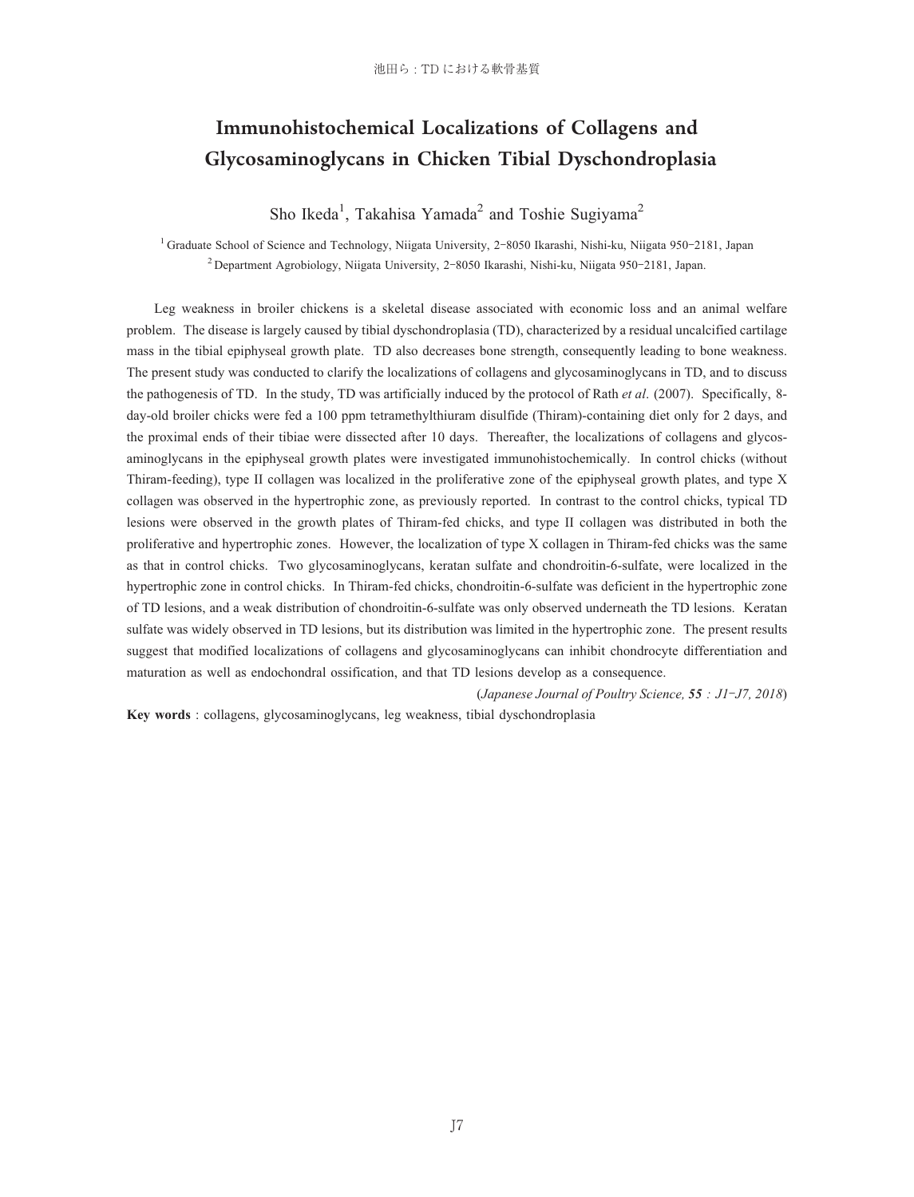# Immunohistochemical Localizations of Collagens and Glycosaminoglycans in Chicken Tibial Dyschondroplasia

Sho Ikeda[1], Takahisa Yamada[2] and Toshie Sugiyama[2]

[1] Graduate School of Science and Technology, Niigata University, 2-8050 Ikarashi, Nishi-ku, Niigata 950-2181, Japan

[2] Department Agrobiology, Niigata University, 2-8050 Ikarashi, Nishi-ku, Niigata 950-2181, Japan.

Leg weakness in broiler chickens is a skeletal disease associated with economic loss and an animal welfare problem. The disease is largely caused by tibial dyschondroplasia (TD), characterized by a residual uncalcified cartilage mass in the tibial epiphyseal growth plate. TD also decreases bone strength, consequently leading to bone weakness. The present study was conducted to clarify the localizations of collagens and glycosaminoglycans in TD, and to discuss the pathogenesis of TD. In the study, TD was artificially induced by the protocol of Rath *et al*. (2007). Specifically, 8-day-old broiler chicks were fed a 100 ppm tetramethylthiuram disulfide (Thiram)-containing diet only for 2 days, and the proximal ends of their tibiae were dissected after 10 days. Thereafter, the localizations of collagens and glycosaminoglycans in the epiphyseal growth plates were investigated immunohistochemically. In control chicks (without Thiram-feeding), type II collagen was localized in the proliferative zone of the epiphyseal growth plates, and type X collagen was observed in the hypertrophic zone, as previously reported. In contrast to the control chicks, typical TD lesions were observed in the growth plates of Thiram-fed chicks, and type II collagen was distributed in both the proliferative and hypertrophic zones. However, the localization of type X collagen in Thiram-fed chicks was the same as that in control chicks. Two glycosaminoglycans, keratan sulfate and chondroitin-6-sulfate, were localized in the hypertrophic zone in control chicks. In Thiram-fed chicks, chondroitin-6-sulfate was deficient in the hypertrophic zone of TD lesions, and a weak distribution of chondroitin-6-sulfate was only observed underneath the TD lesions. Keratan sulfate was widely observed in TD lesions, but its distribution was limited in the hypertrophic zone. The present results suggest that modified localizations of collagens and glycosaminoglycans can inhibit chondrocyte differentiation and maturation as well as endochondral ossification, and that TD lesions develop as a consequence.

(*Japanese Journal of Poultry Science, **55** : J1-J7, 2018*)

**Key words** : collagens, glycosaminoglycans, leg weakness, tibial dyschondroplasia